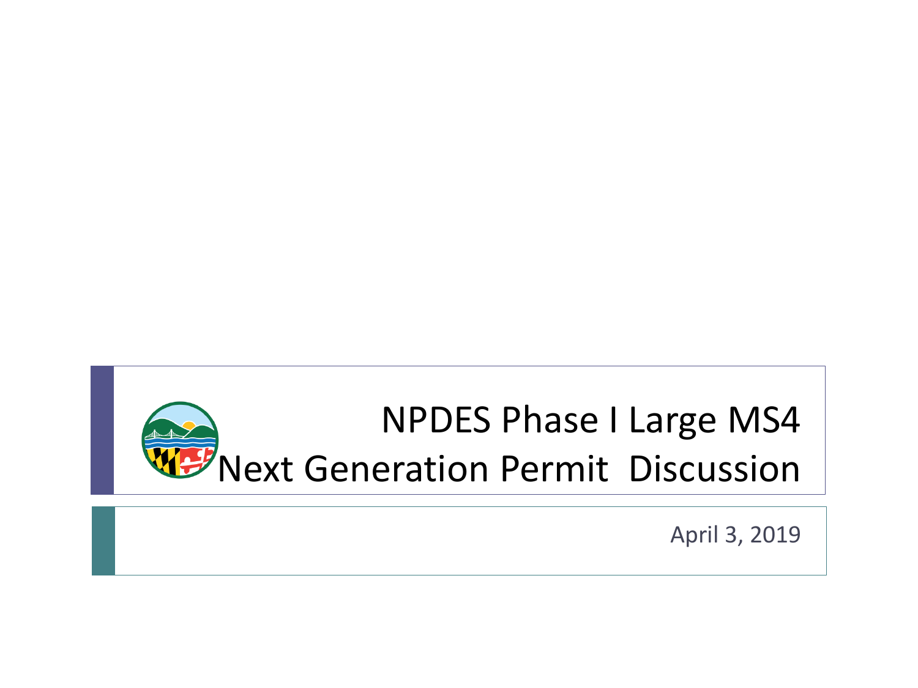# NPDES Phase I Large MS4 Next Generation Permit Discussion

April 3, 2019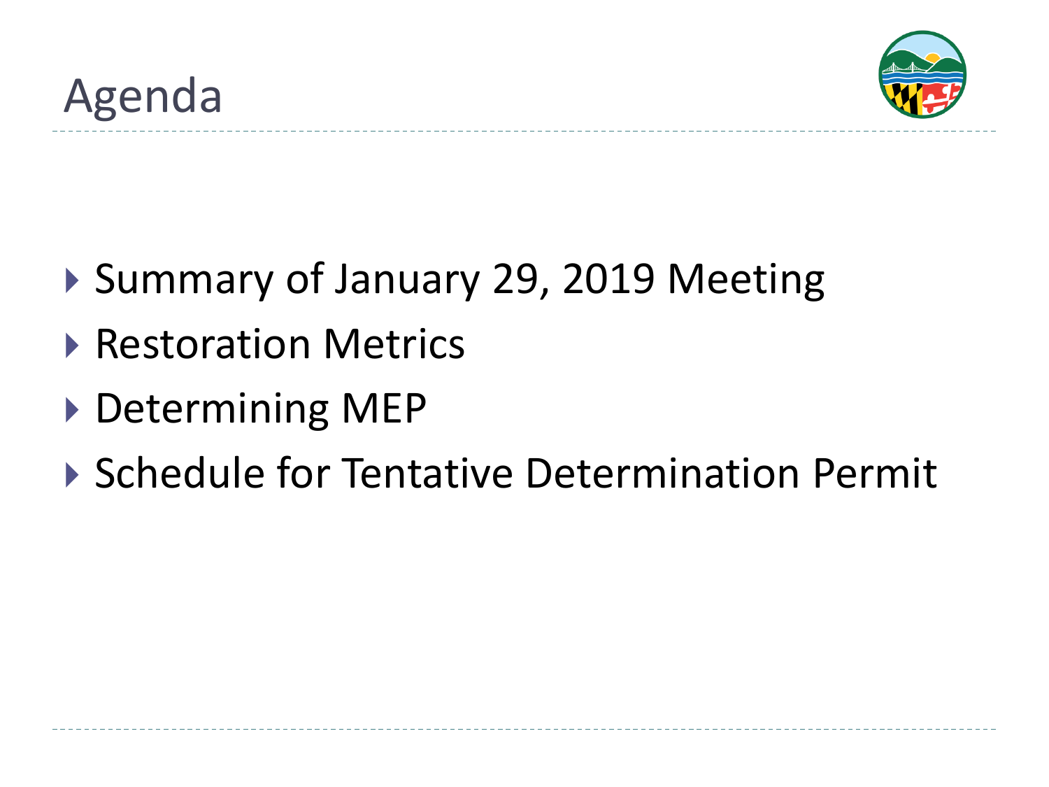# Agenda

- Summary of January 29, 2019 Meeting
- Restoration Metrics
- Determining MEP
- Schedule for Tentative Determination Permit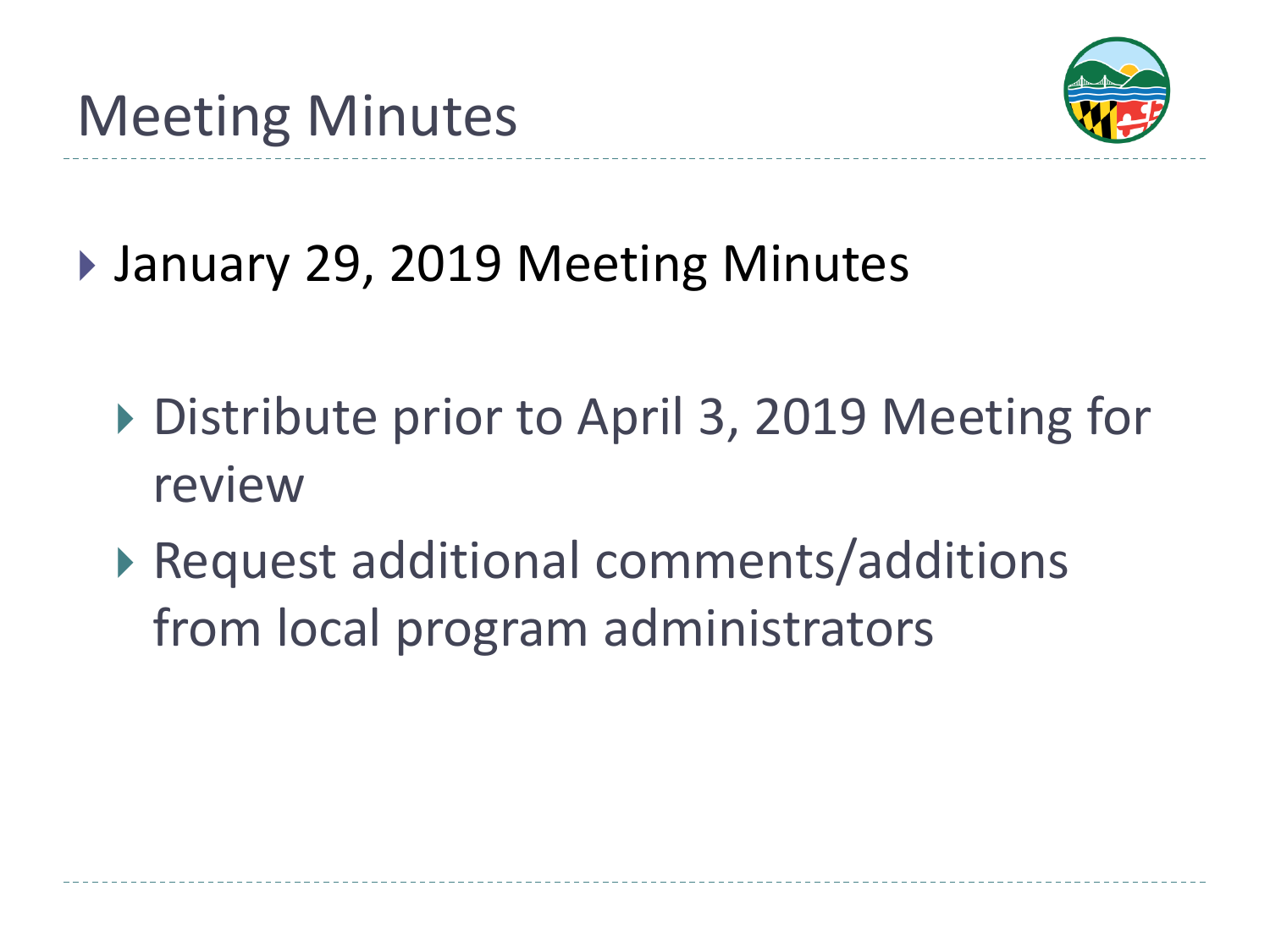# Meeting Minutes

- January 29, 2019 Meeting Minutes
  - Distribute prior to April 3, 2019 Meeting for review
  - Request additional comments/additions from local program administrators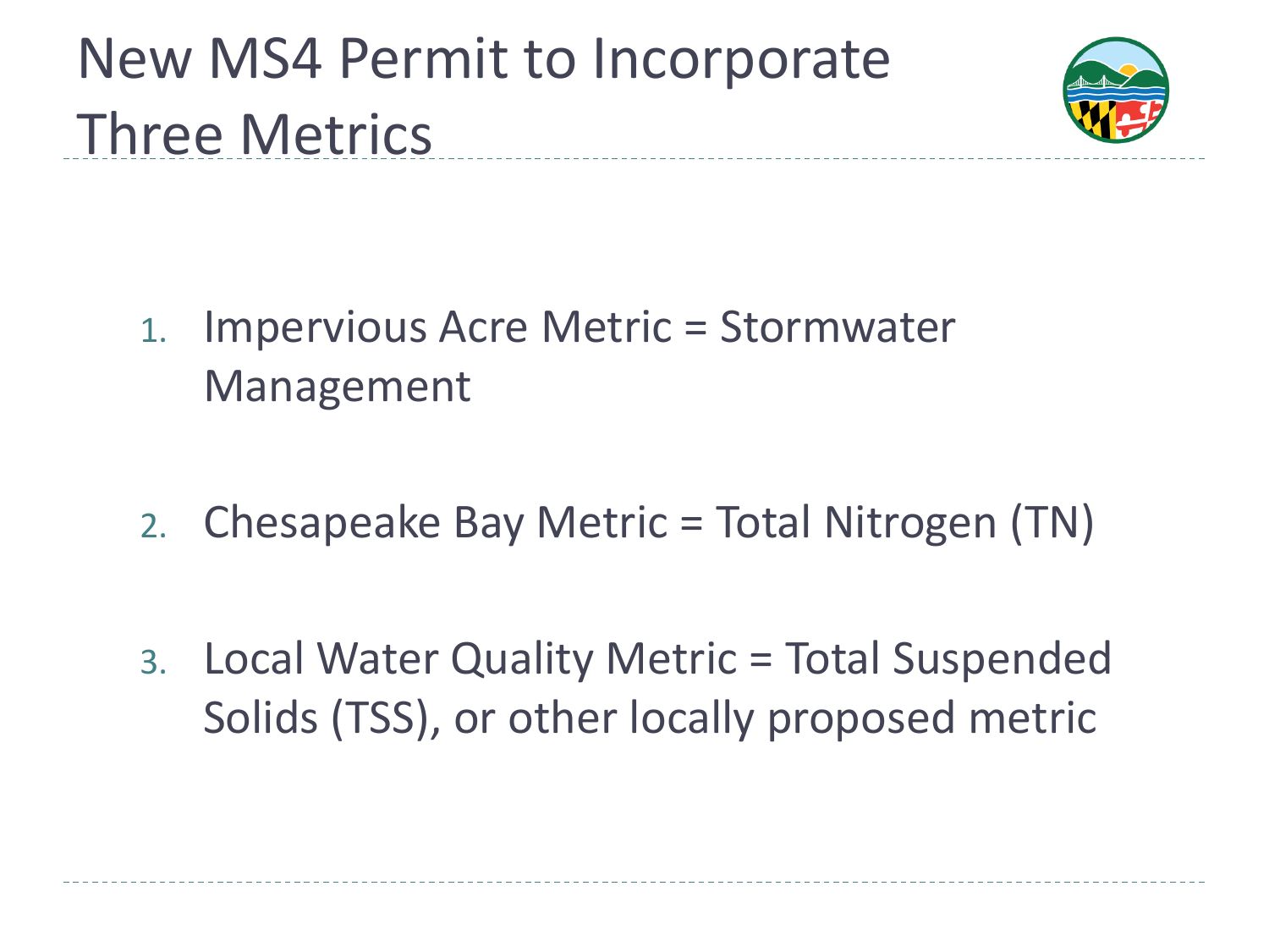# New MS4 Permit to Incorporate Three Metrics

1. Impervious Acre Metric = Stormwater Management

2. Chesapeake Bay Metric = Total Nitrogen (TN)

3. Local Water Quality Metric = Total Suspended Solids (TSS), or other locally proposed metric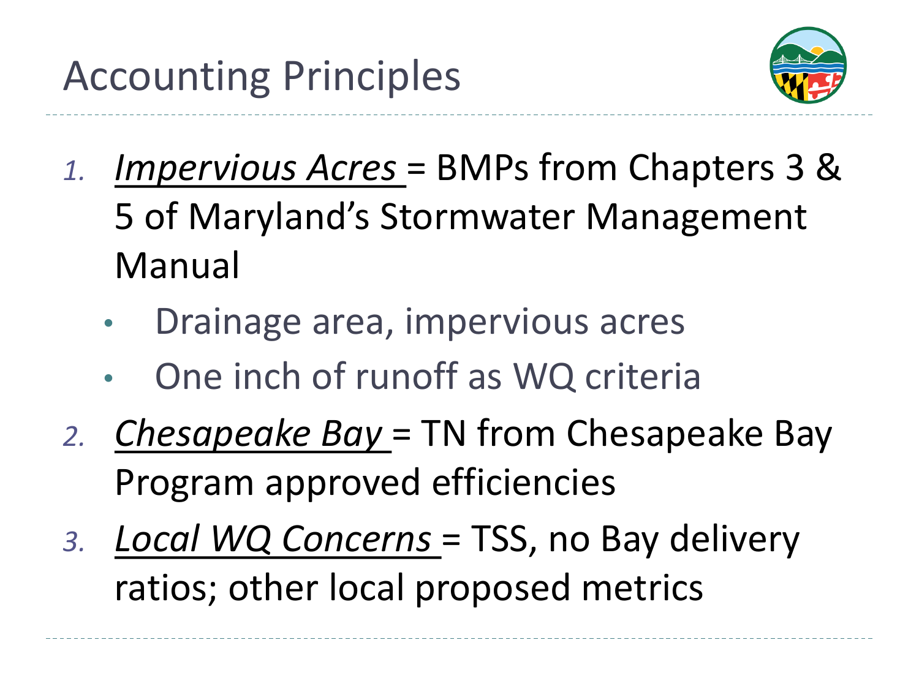# Accounting Principles

1. *Impervious Acres* = BMPs from Chapters 3 & 5 of Maryland's Stormwater Management Manual
   - Drainage area, impervious acres
   - One inch of runoff as WQ criteria
2. *Chesapeake Bay* = TN from Chesapeake Bay Program approved efficiencies
3. *Local WQ Concerns* = TSS, no Bay delivery ratios; other local proposed metrics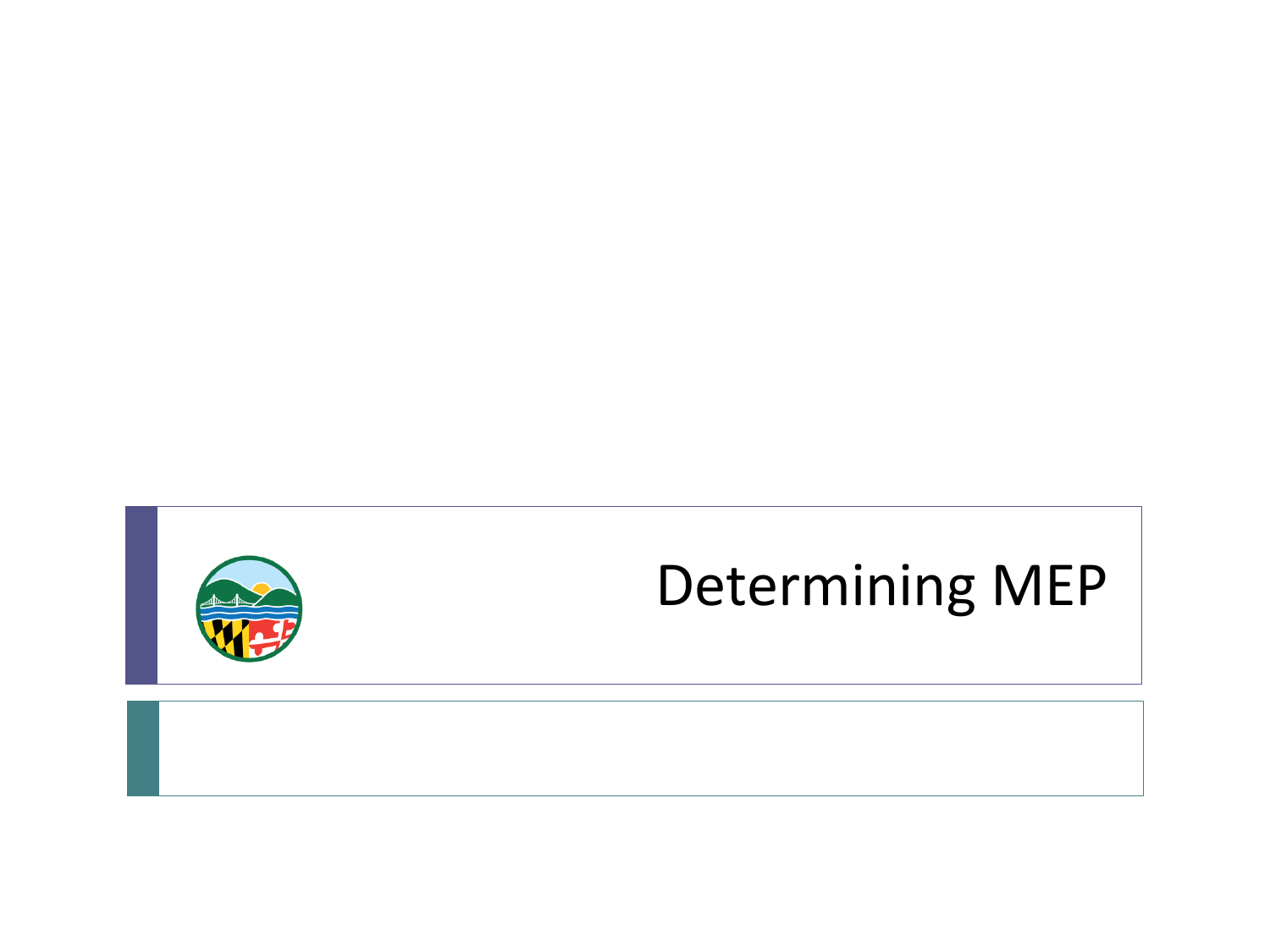# Determining MEP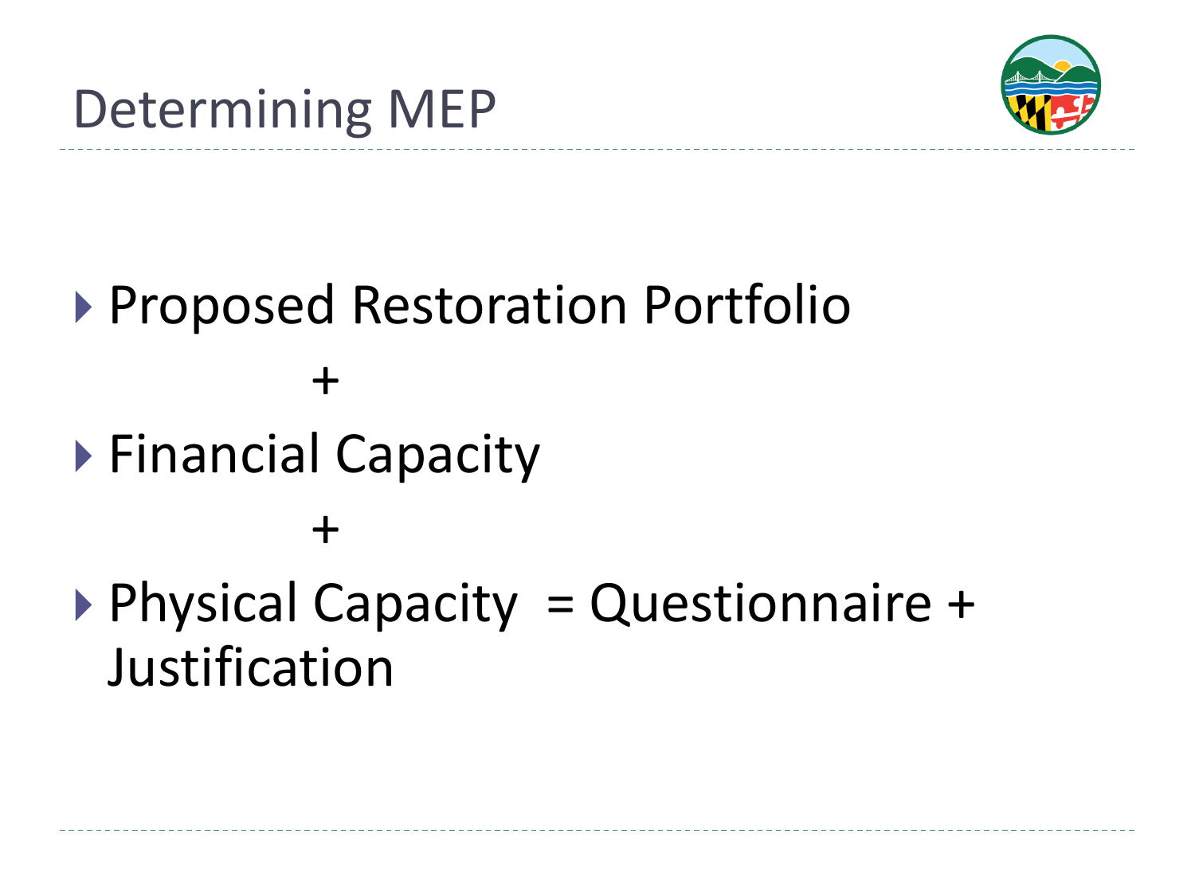# Determining MEP

- Proposed Restoration Portfolio

  +

- Financial Capacity

  +

- Physical Capacity = Questionnaire + Justification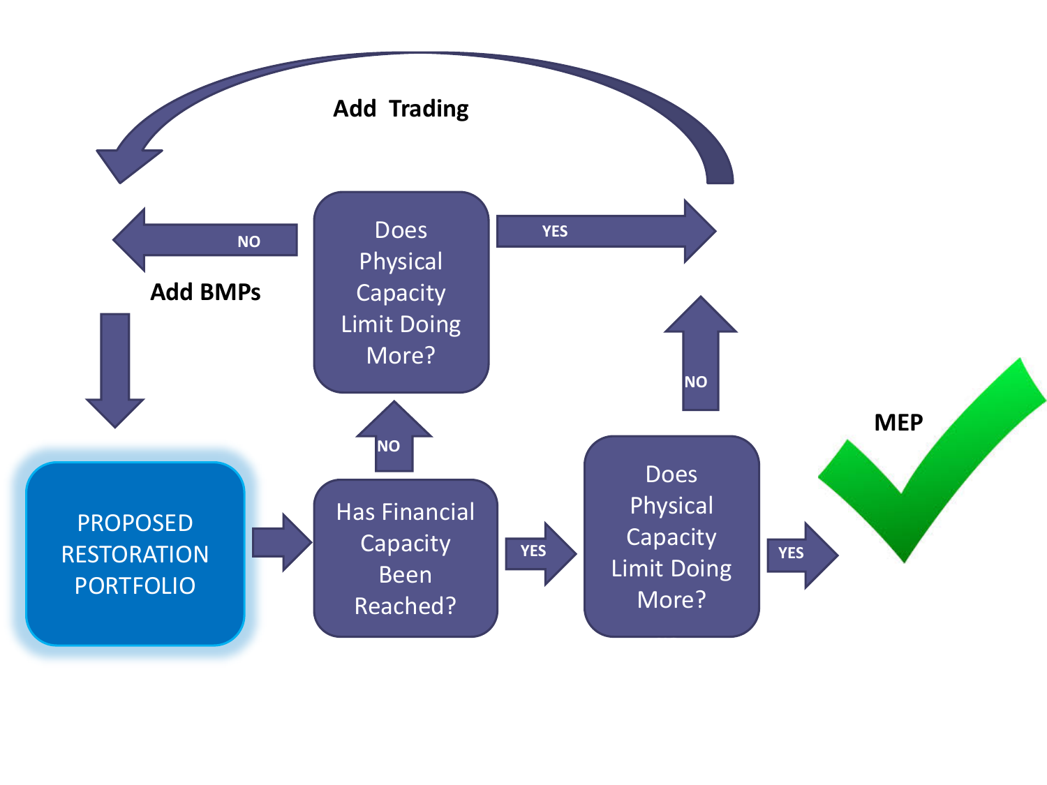PROPOSED RESTORATION PORTFOLIO

Has Financial Capacity Been Reached?

YES

Does Physical Capacity Limit Doing More?

YES

MEP

NO

Does Physical Capacity Limit Doing More?

YES

Add Trading

NO

NO

Add BMPs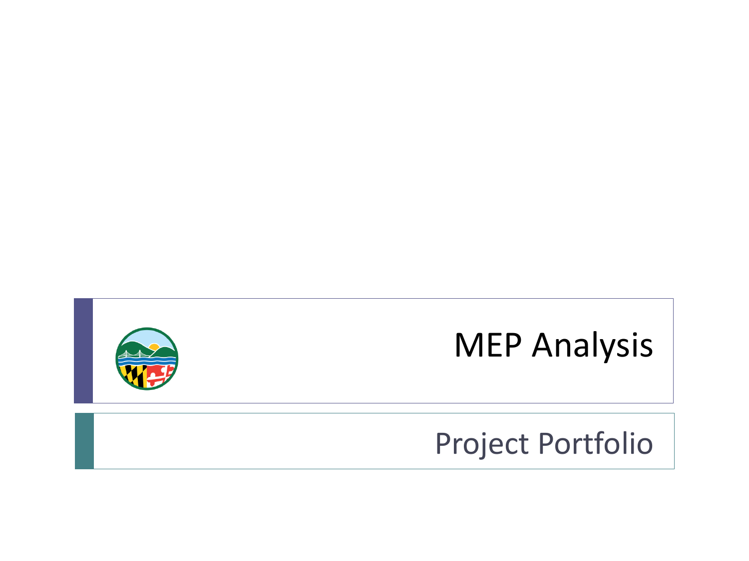# MEP Analysis

## Project Portfolio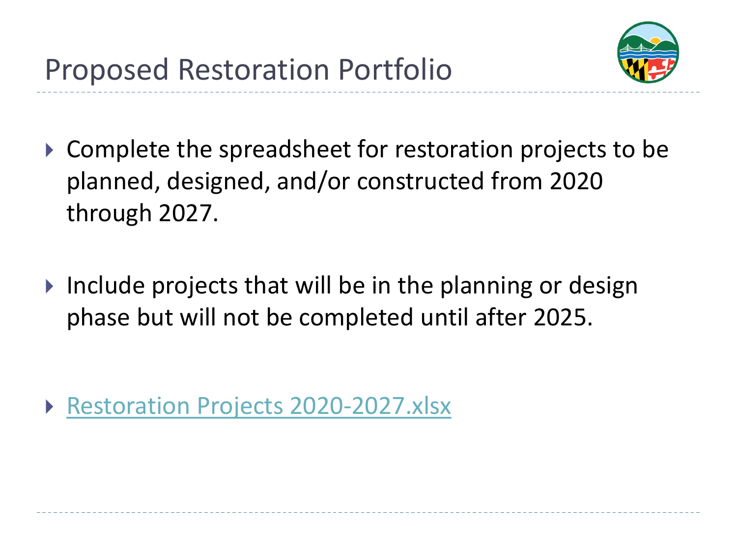# Proposed Restoration Portfolio

- Complete the spreadsheet for restoration projects to be planned, designed, and/or constructed from 2020 through 2027.

- Include projects that will be in the planning or design phase but will not be completed until after 2025.

- Restoration Projects 2020-2027.xlsx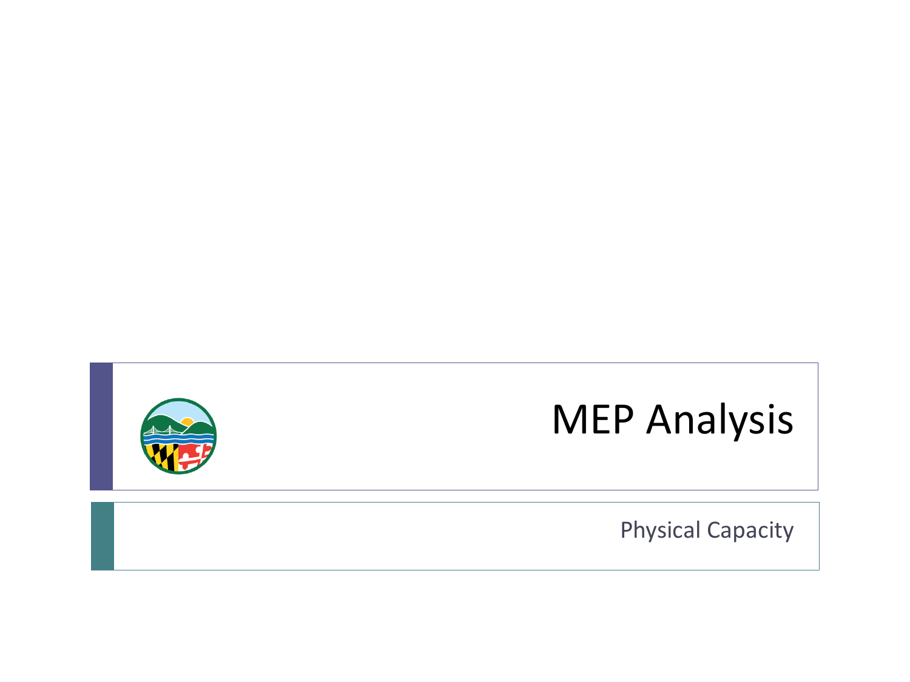# MEP Analysis

Physical Capacity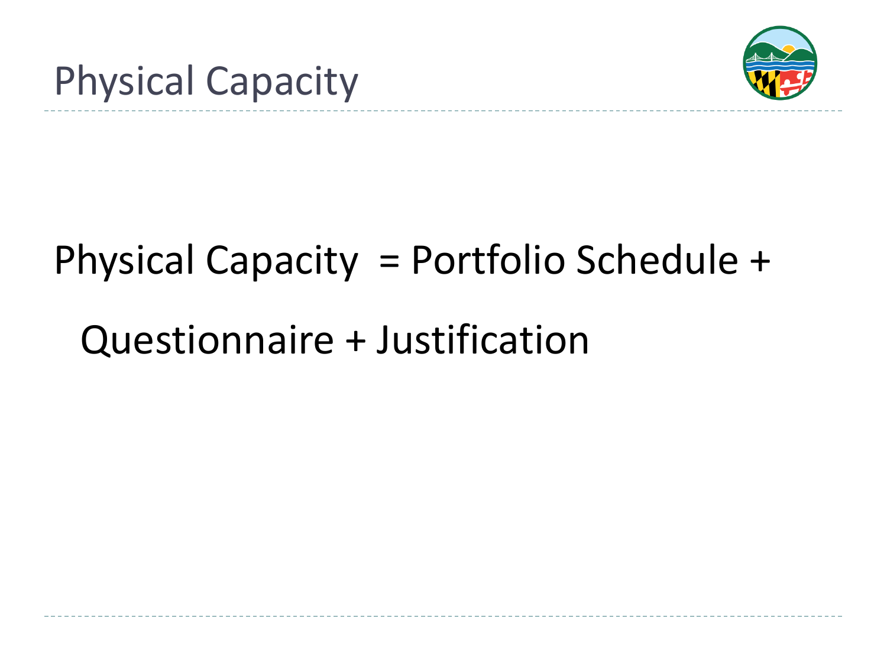# Physical Capacity

Physical Capacity = Portfolio Schedule + Questionnaire + Justification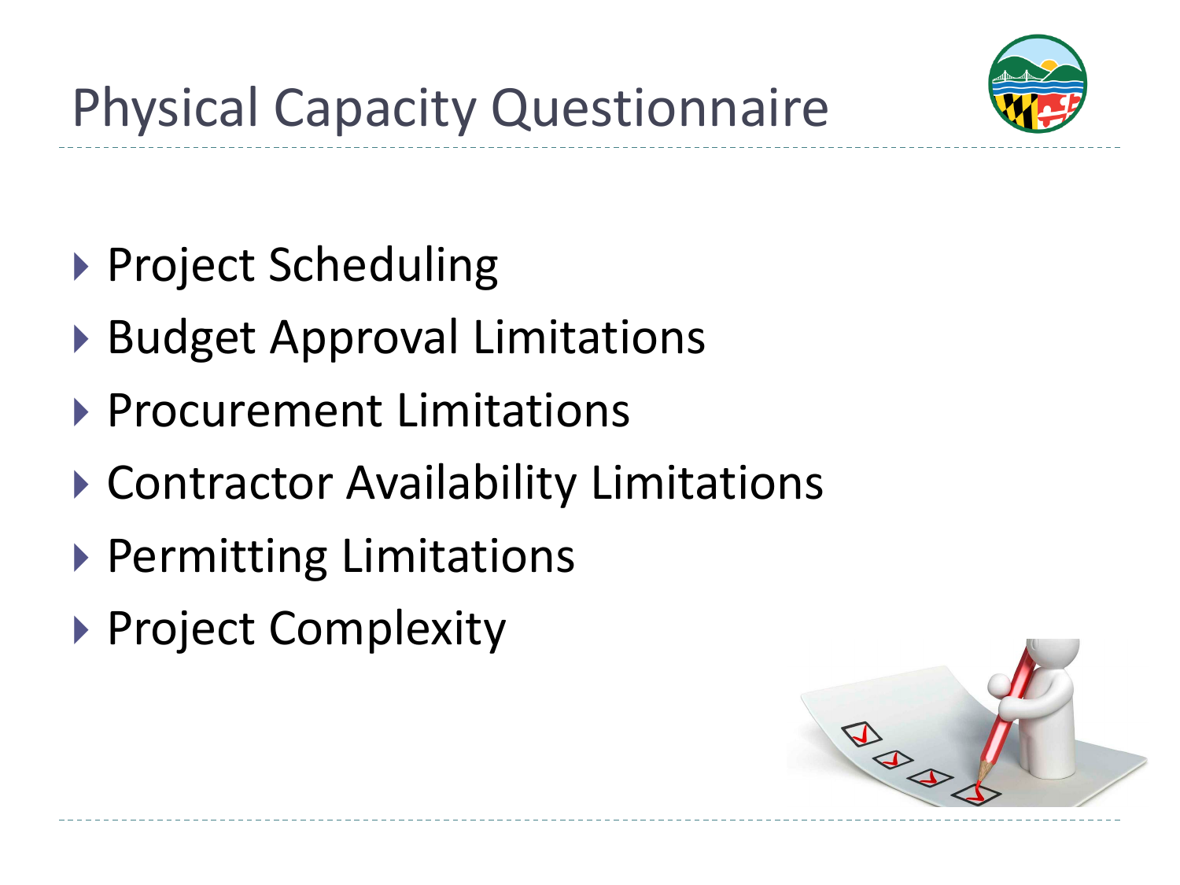# Physical Capacity Questionnaire

- Project Scheduling
- Budget Approval Limitations
- Procurement Limitations
- Contractor Availability Limitations
- Permitting Limitations
- Project Complexity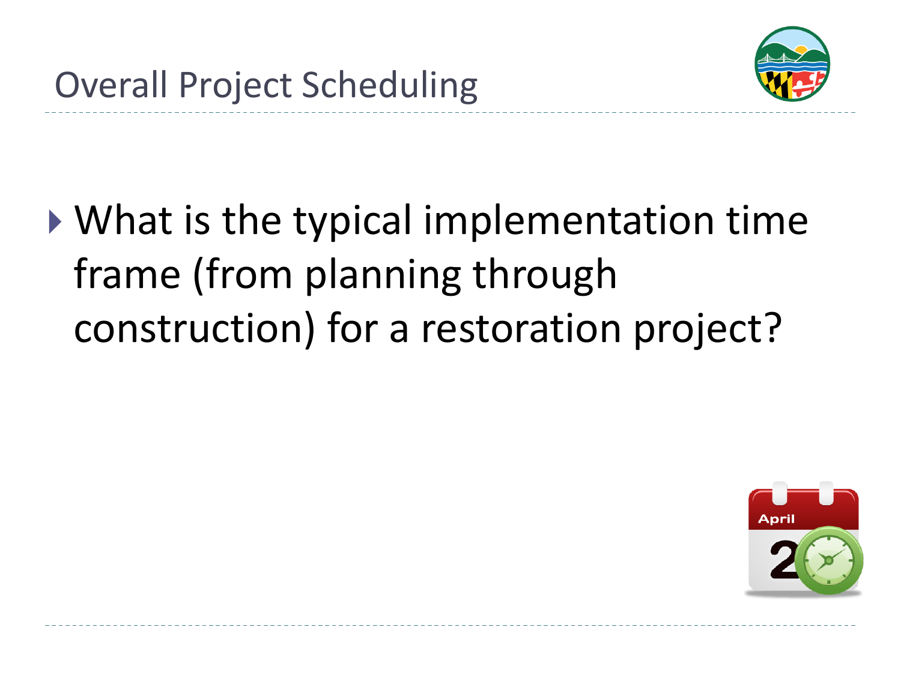# Overall Project Scheduling

- What is the typical implementation time frame (from planning through construction) for a restoration project?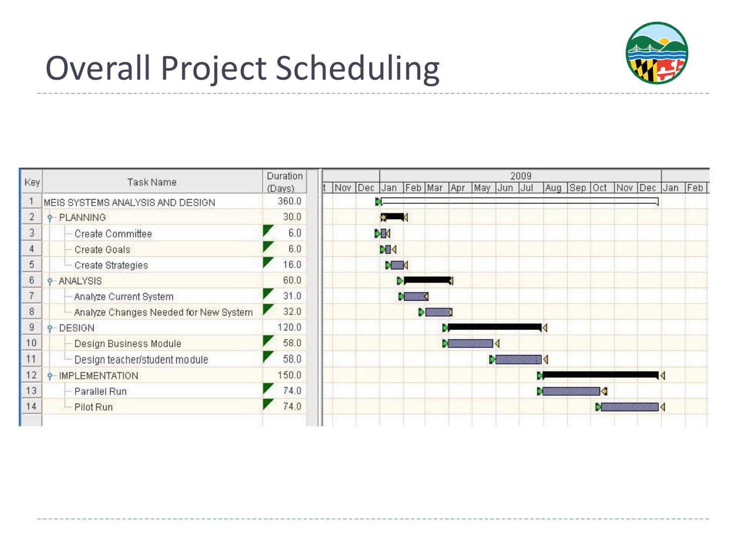# Overall Project Scheduling

| Key | Task Name | Duration (Days) |
|---|---|---|
| 1 | MEIS SYSTEMS ANALYSIS AND DESIGN | 360.0 |
| 2 | PLANNING | 30.0 |
| 3 | Create Committee | 6.0 |
| 4 | Create Goals | 6.0 |
| 5 | Create Strategies | 16.0 |
| 6 | ANALYSIS | 60.0 |
| 7 | Analyze Current System | 31.0 |
| 8 | Analyze Changes Needed for New System | 32.0 |
| 9 | DESIGN | 120.0 |
| 10 | Design Business Module | 58.0 |
| 11 | Design teacher/student module | 58.0 |
| 12 | IMPLEMENTATION | 150.0 |
| 13 | Parallel Run | 74.0 |
| 14 | Pilot Run | 74.0 |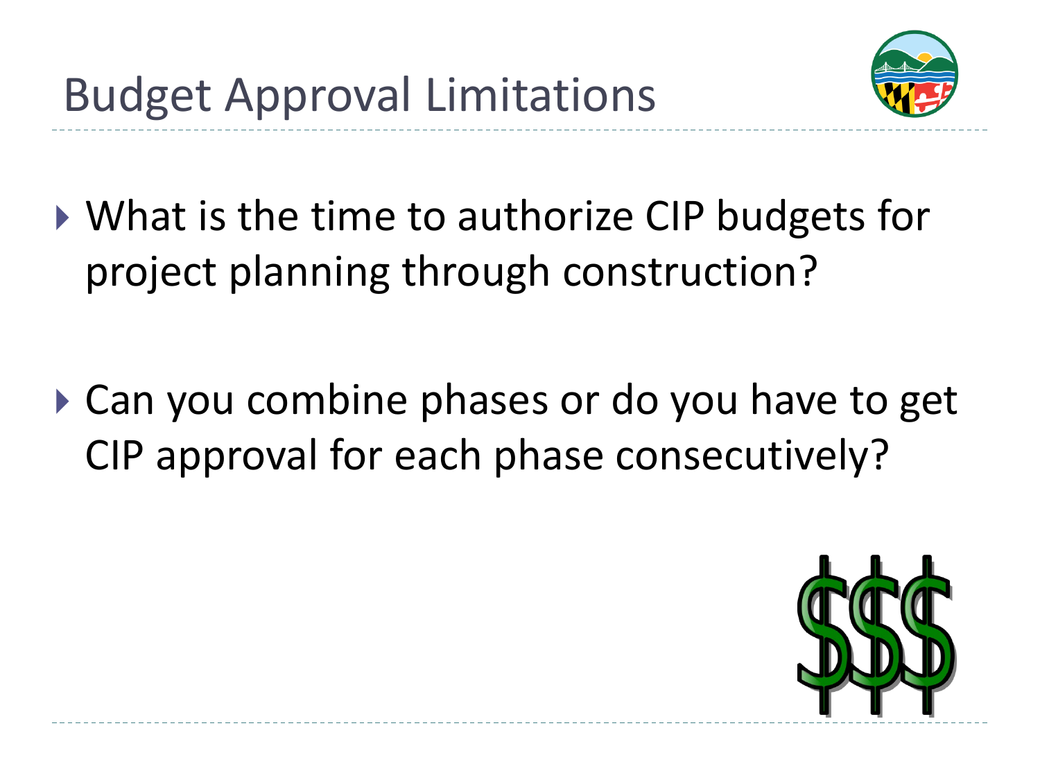# Budget Approval Limitations

- What is the time to authorize CIP budgets for project planning through construction?
- Can you combine phases or do you have to get CIP approval for each phase consecutively?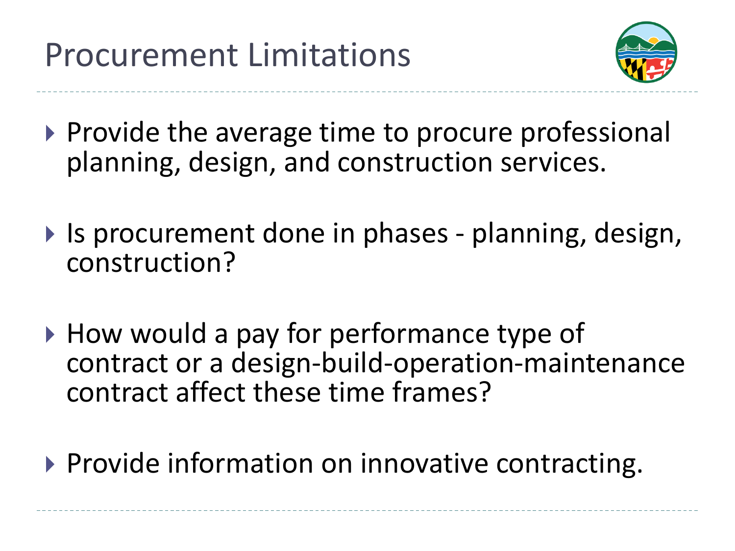# Procurement Limitations

- Provide the average time to procure professional planning, design, and construction services.
- Is procurement done in phases - planning, design, construction?
- How would a pay for performance type of contract or a design-build-operation-maintenance contract affect these time frames?
- Provide information on innovative contracting.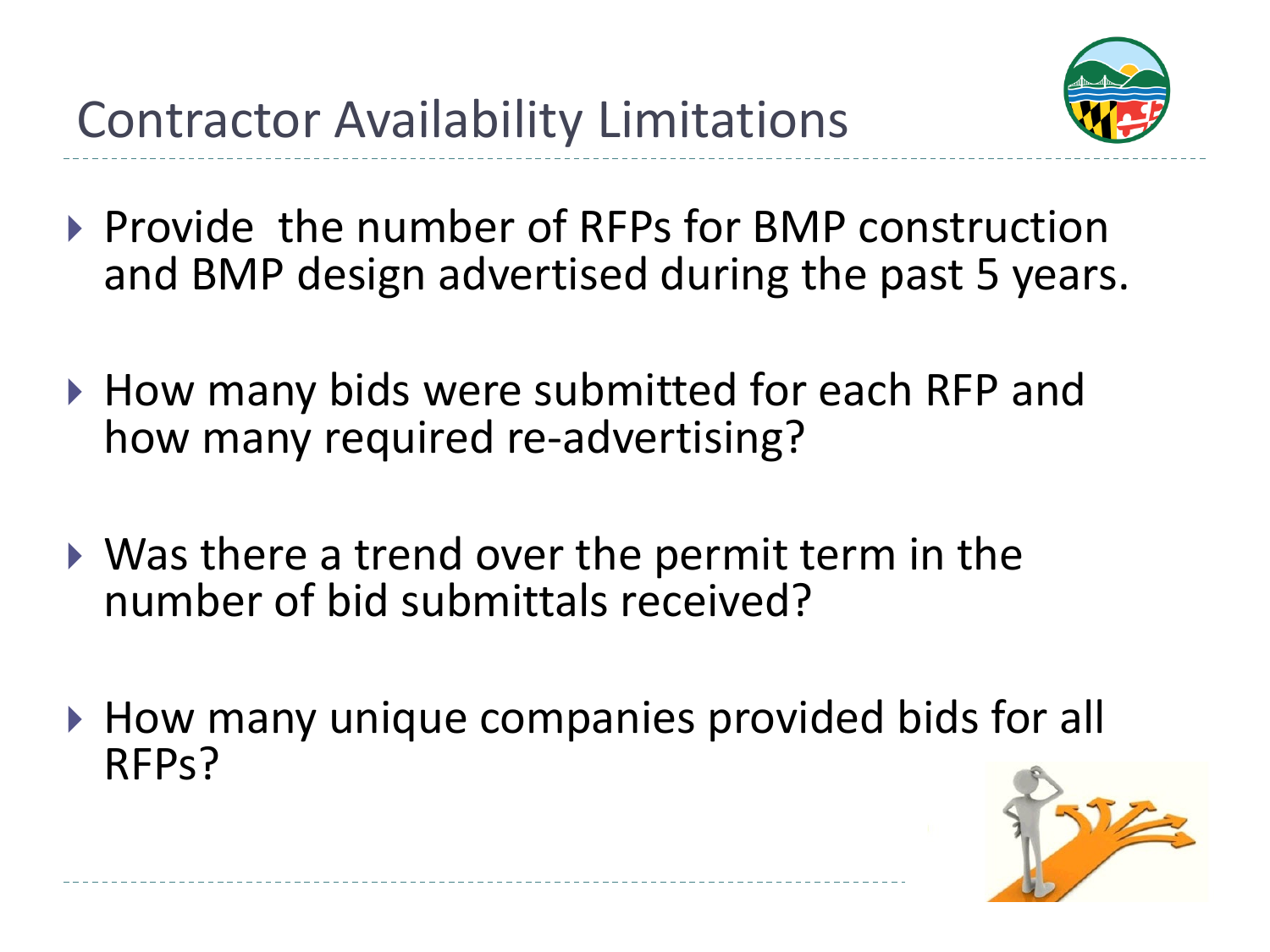# Contractor Availability Limitations

- Provide the number of RFPs for BMP construction and BMP design advertised during the past 5 years.
- How many bids were submitted for each RFP and how many required re-advertising?
- Was there a trend over the permit term in the number of bid submittals received?
- How many unique companies provided bids for all RFPs?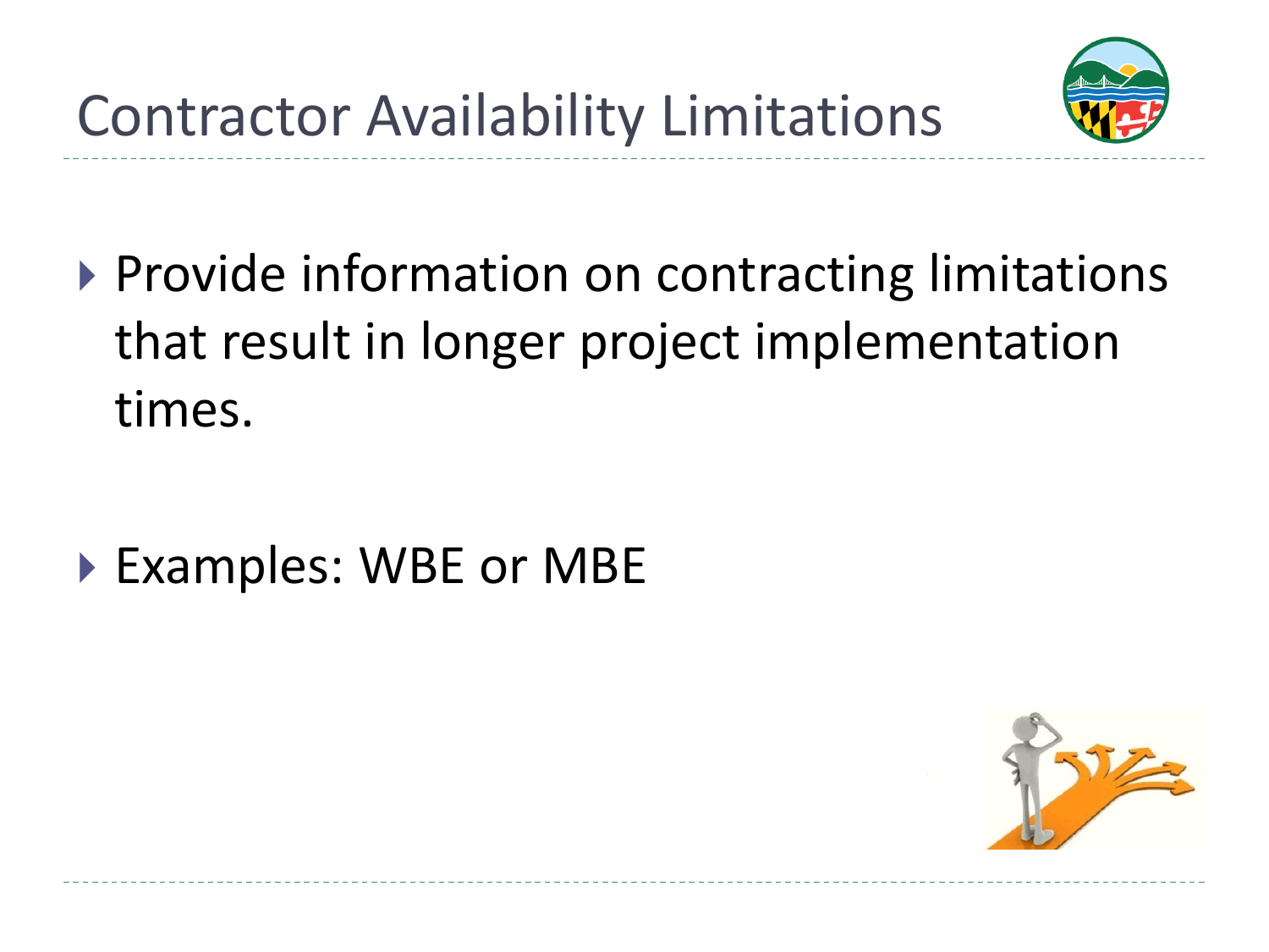# Contractor Availability Limitations

- Provide information on contracting limitations that result in longer project implementation times.

- Examples: WBE or MBE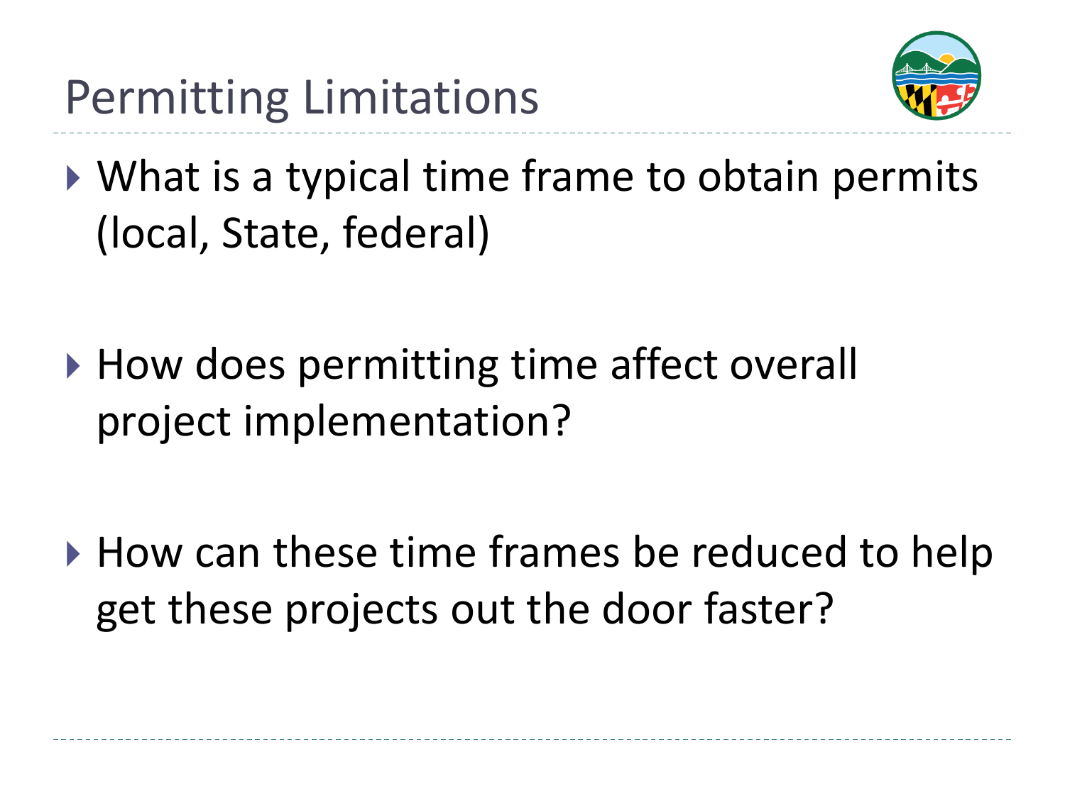# Permitting Limitations

- What is a typical time frame to obtain permits (local, State, federal)
- How does permitting time affect overall project implementation?
- How can these time frames be reduced to help get these projects out the door faster?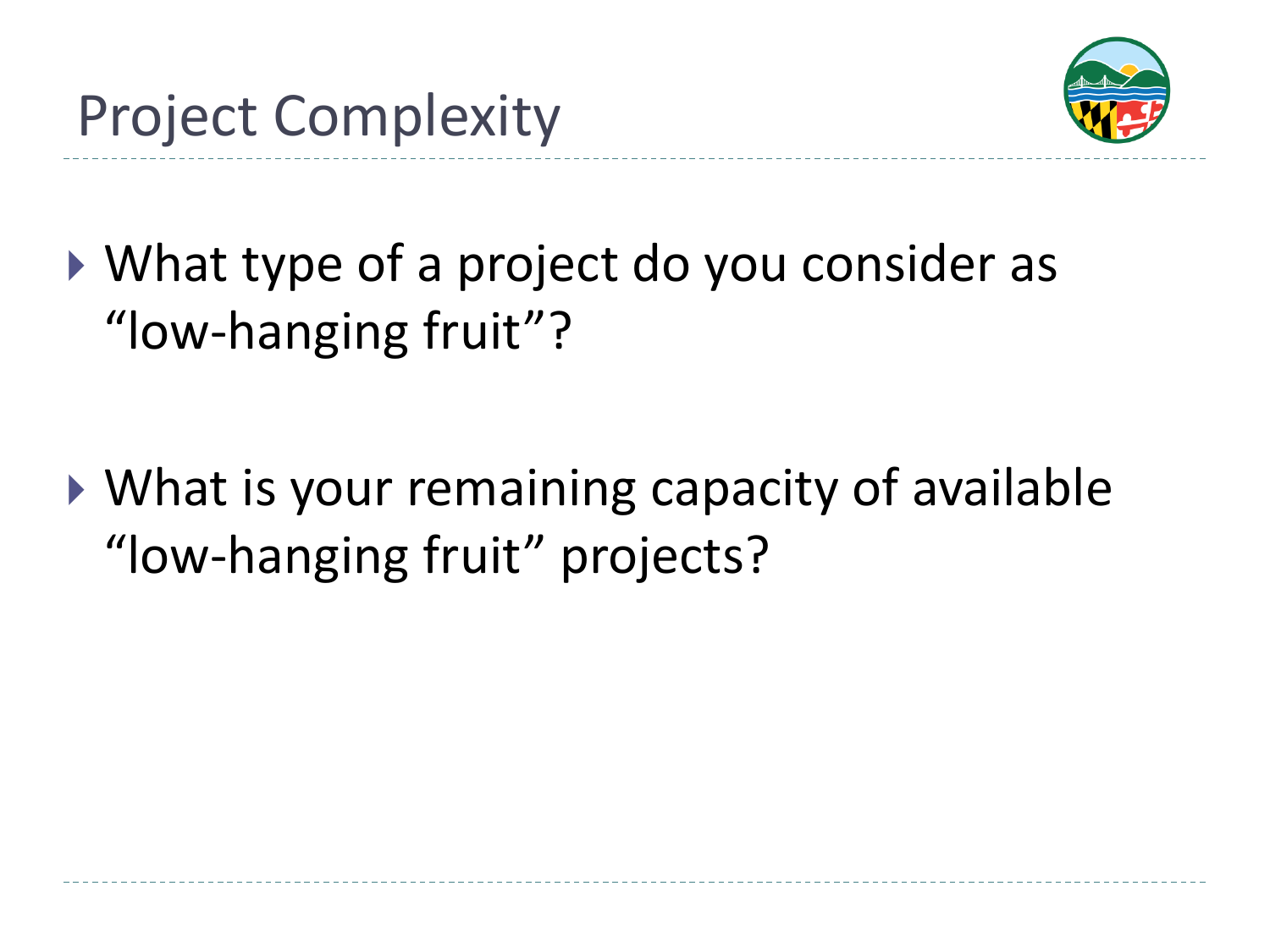# Project Complexity

- What type of a project do you consider as "low-hanging fruit"?
- What is your remaining capacity of available "low-hanging fruit" projects?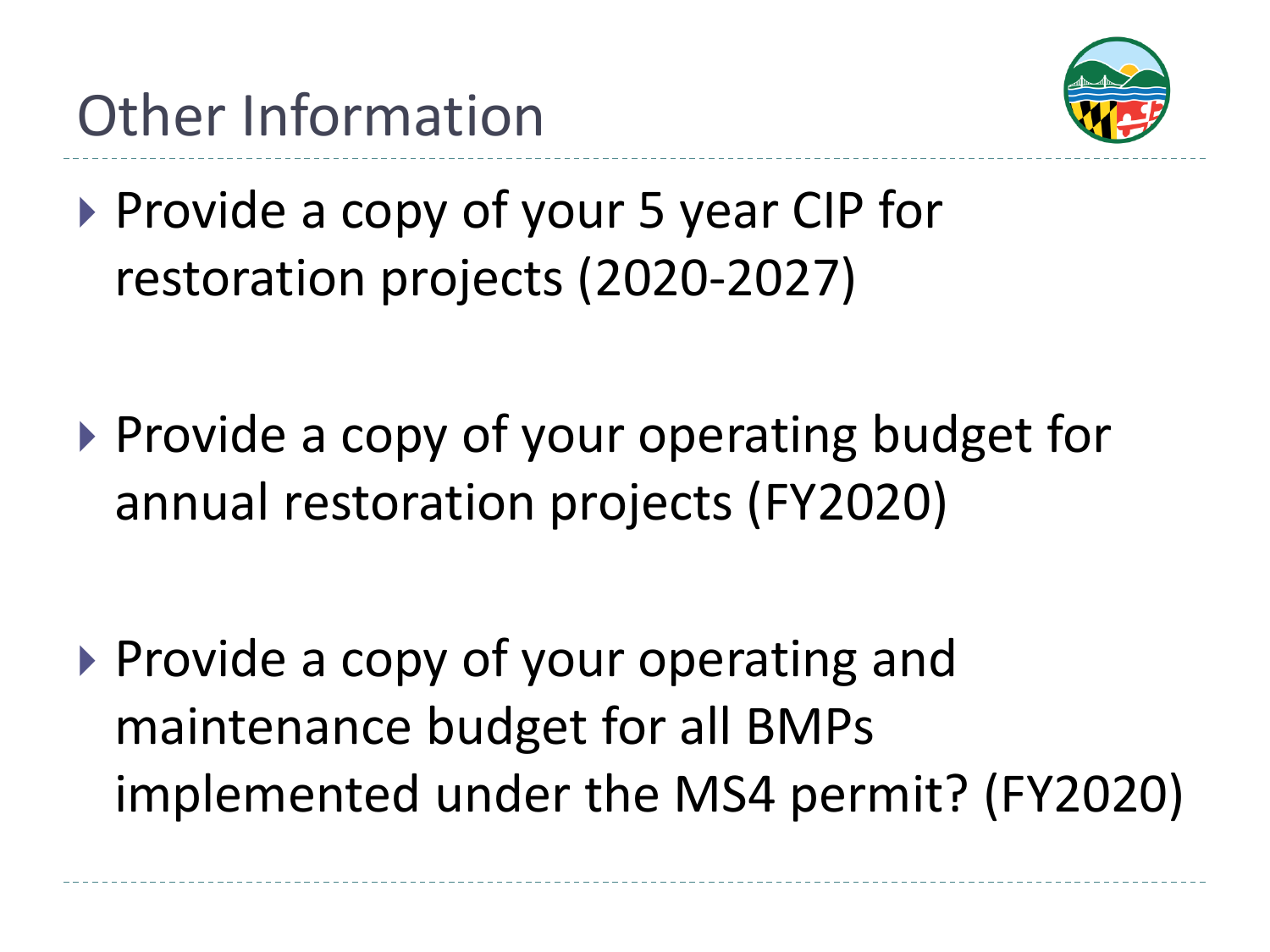# Other Information

- Provide a copy of your 5 year CIP for restoration projects (2020-2027)

- Provide a copy of your operating budget for annual restoration projects (FY2020)

- Provide a copy of your operating and maintenance budget for all BMPs implemented under the MS4 permit? (FY2020)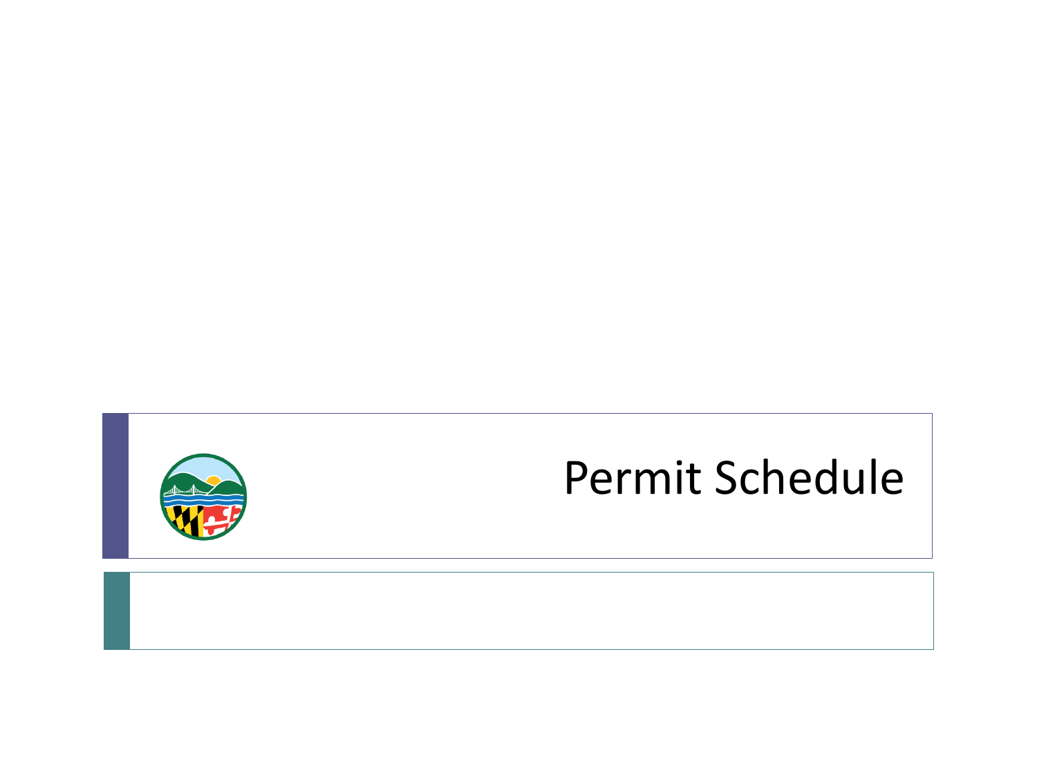# Permit Schedule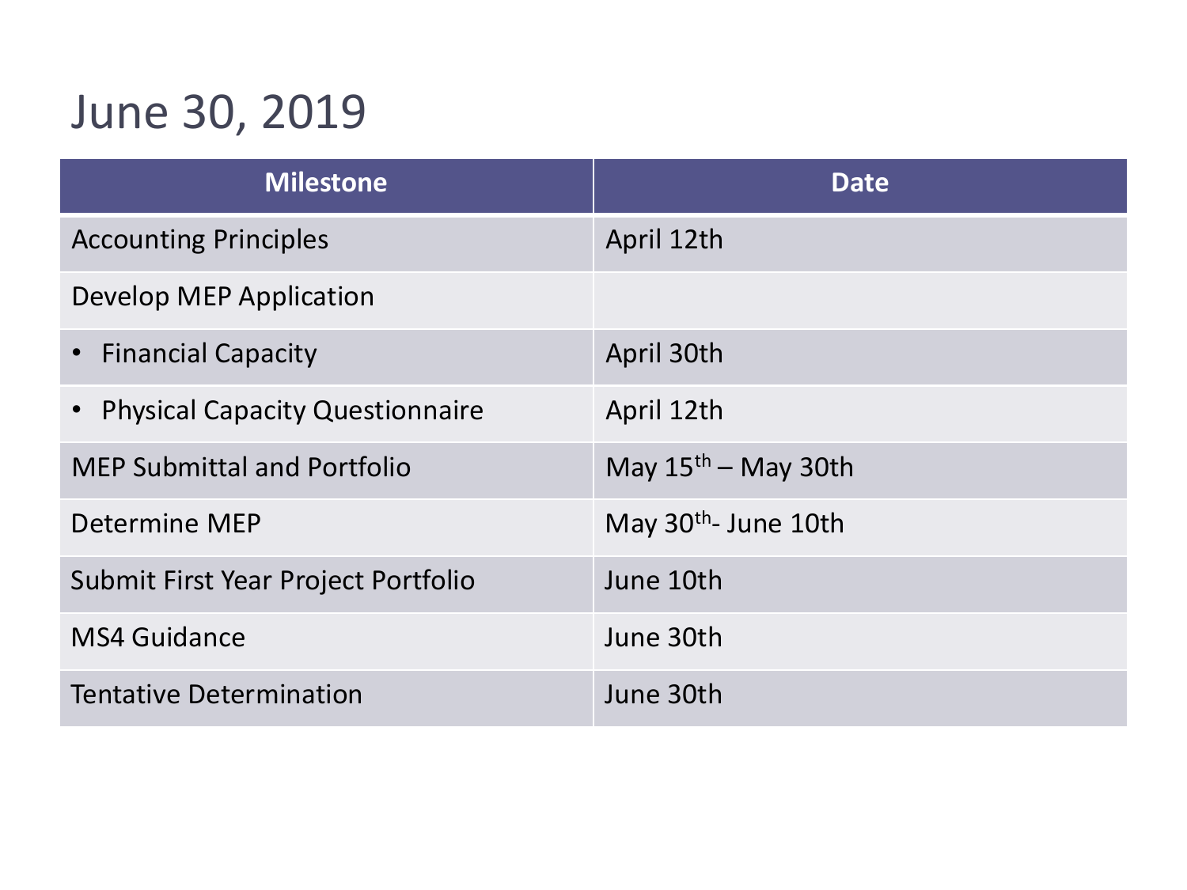# June 30, 2019

| Milestone | Date |
| --- | --- |
| Accounting Principles | April 12th |
| Develop MEP Application | |
| • Financial Capacity | April 30th |
| • Physical Capacity Questionnaire | April 12th |
| MEP Submittal and Portfolio | May 15th – May 30th |
| Determine MEP | May 30th- June 10th |
| Submit First Year Project Portfolio | June 10th |
| MS4 Guidance | June 30th |
| Tentative Determination | June 30th |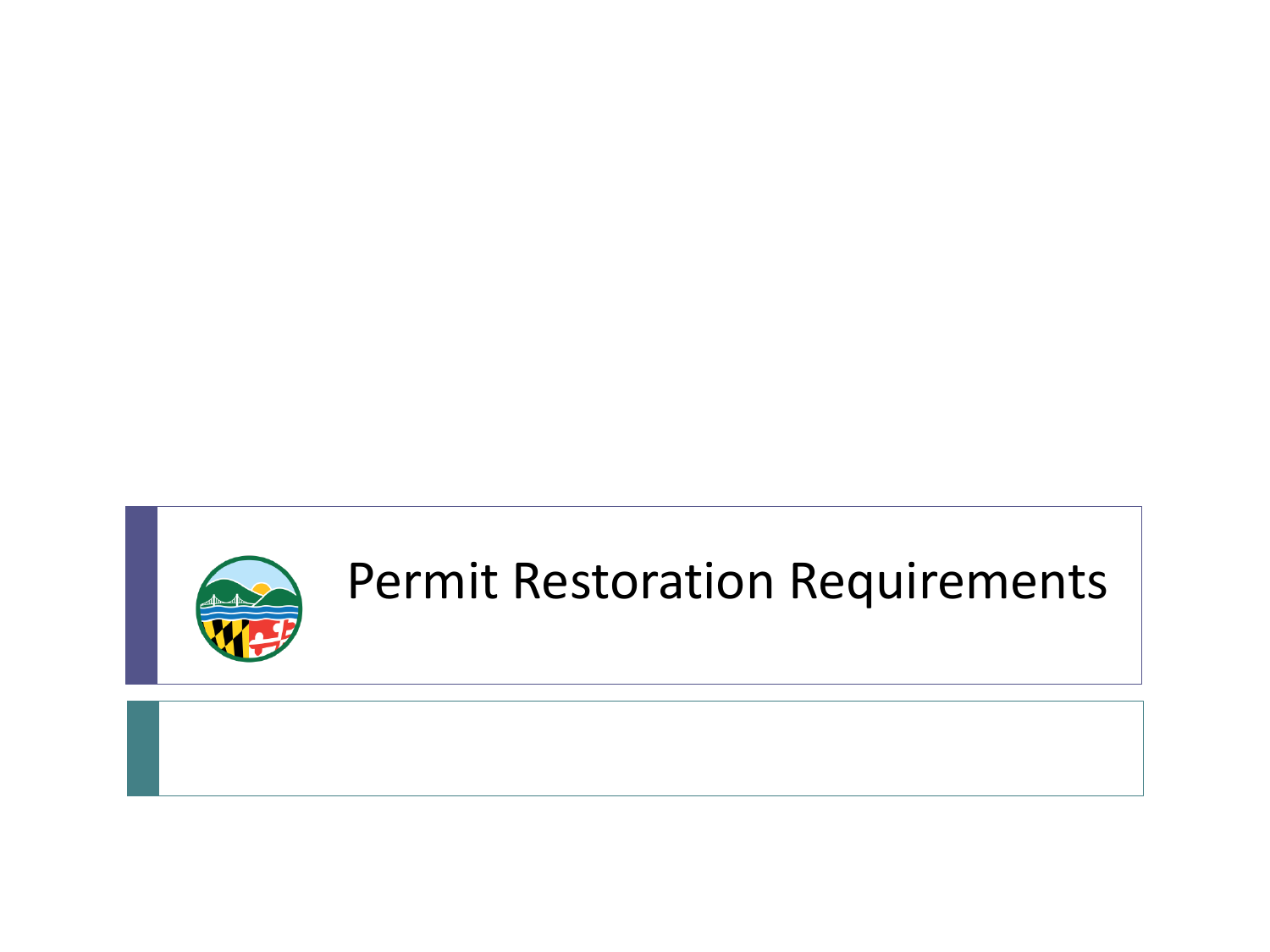# Permit Restoration Requirements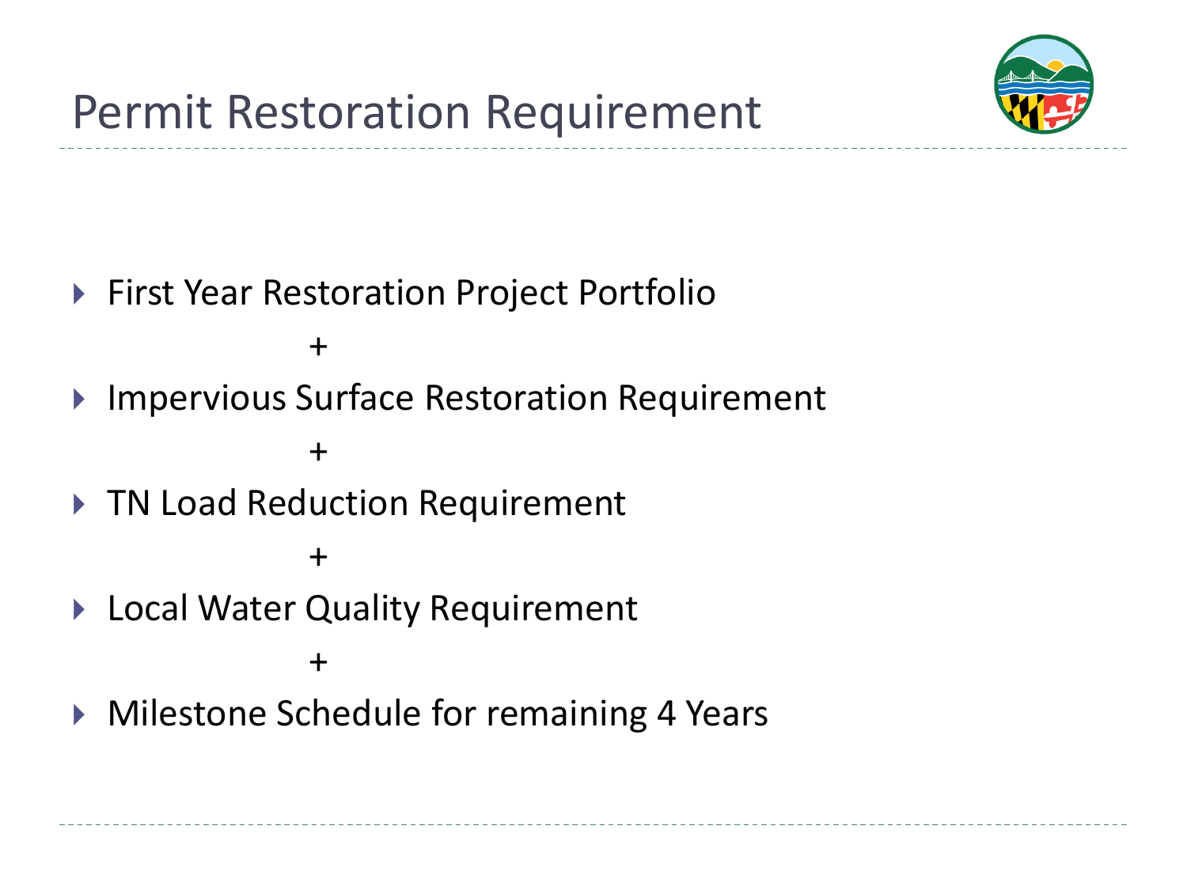# Permit Restoration Requirement

- First Year Restoration Project Portfolio

  +

- Impervious Surface Restoration Requirement

  +

- TN Load Reduction Requirement

  +

- Local Water Quality Requirement

  +

- Milestone Schedule for remaining 4 Years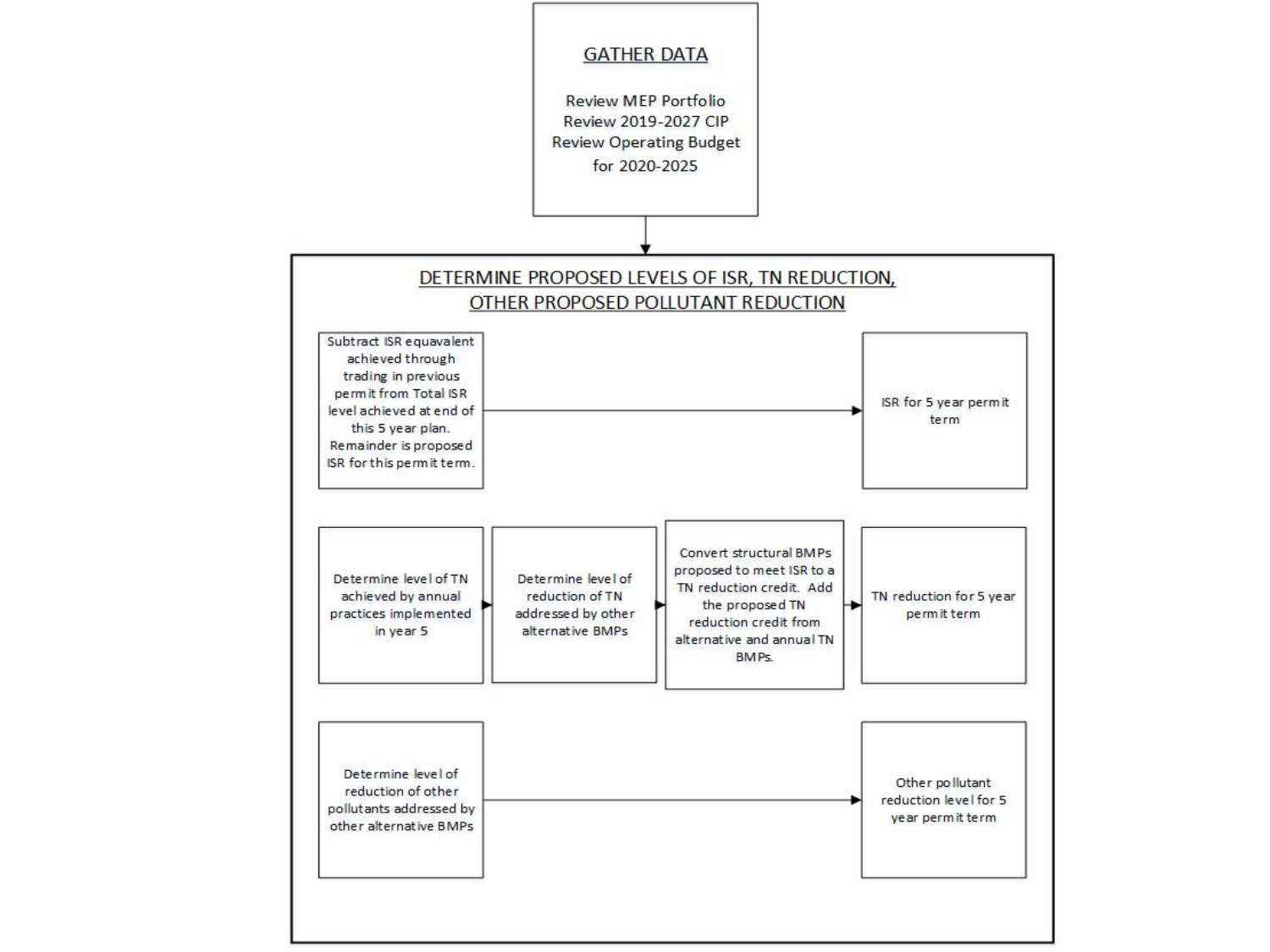## GATHER DATA

Review MEP Portfolio
Review 2019-2027 CIP
Review Operating Budget
for 2020-2025

↓

## DETERMINE PROPOSED LEVELS OF ISR, TN REDUCTION, OTHER PROPOSED POLLUTANT REDUCTION

Subtract ISR equivalent achieved through trading in previous permit from Total ISR level achieved at end of this 5 year plan. Remainder is proposed ISR for this permit term. → ISR for 5 year permit term

Determine level of TN achieved by annual practices implemented in year 5 → Determine level of reduction of TN addressed by other alternative BMPs → Convert structural BMPs proposed to meet ISR to a TN reduction credit. Add the proposed TN reduction credit from alternative and annual TN BMPs. → TN reduction for 5 year permit term

Determine level of reduction of other pollutants addressed by other alternative BMPs → Other pollutant reduction level for 5 year permit term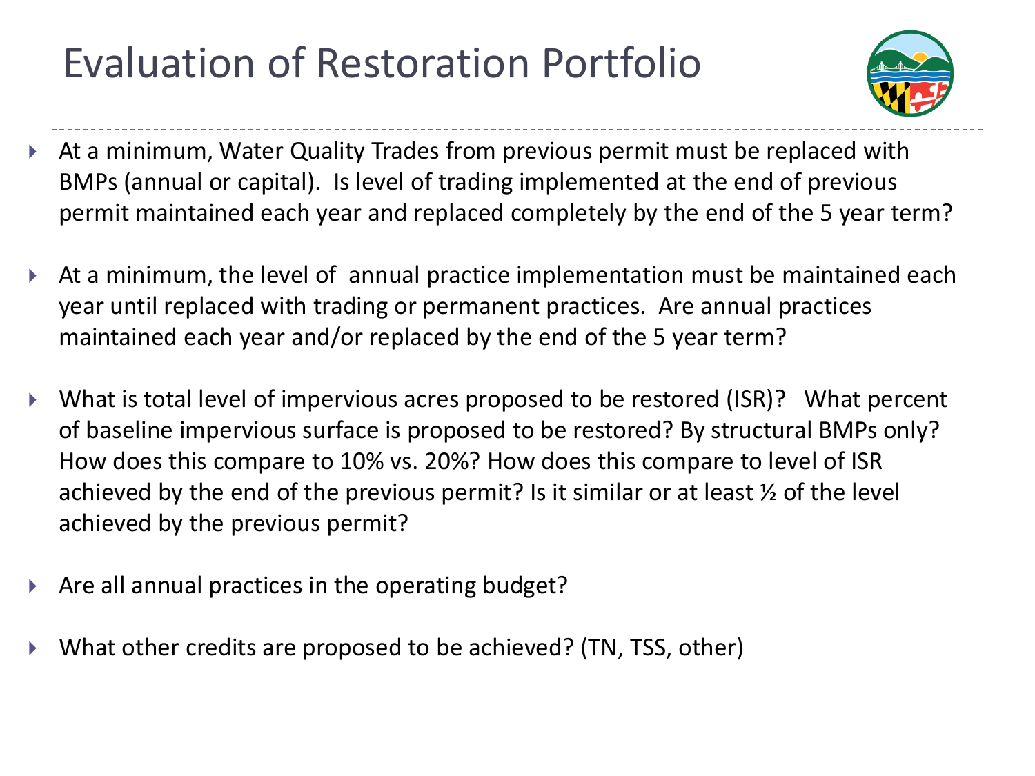# Evaluation of Restoration Portfolio

- At a minimum, Water Quality Trades from previous permit must be replaced with BMPs (annual or capital). Is level of trading implemented at the end of previous permit maintained each year and replaced completely by the end of the 5 year term?
- At a minimum, the level of annual practice implementation must be maintained each year until replaced with trading or permanent practices. Are annual practices maintained each year and/or replaced by the end of the 5 year term?
- What is total level of impervious acres proposed to be restored (ISR)? What percent of baseline impervious surface is proposed to be restored? By structural BMPs only? How does this compare to 10% vs. 20%? How does this compare to level of ISR achieved by the end of the previous permit? Is it similar or at least ½ of the level achieved by the previous permit?
- Are all annual practices in the operating budget?
- What other credits are proposed to be achieved? (TN, TSS, other)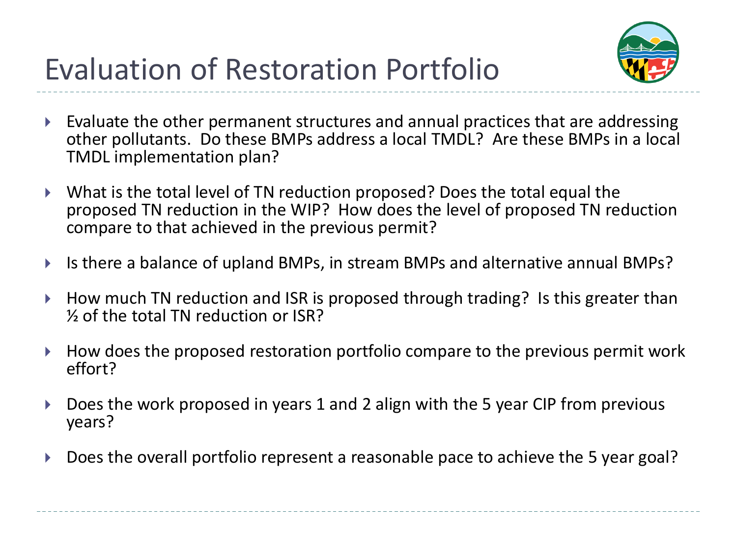# Evaluation of Restoration Portfolio

- Evaluate the other permanent structures and annual practices that are addressing other pollutants. Do these BMPs address a local TMDL? Are these BMPs in a local TMDL implementation plan?
- What is the total level of TN reduction proposed? Does the total equal the proposed TN reduction in the WIP? How does the level of proposed TN reduction compare to that achieved in the previous permit?
- Is there a balance of upland BMPs, in stream BMPs and alternative annual BMPs?
- How much TN reduction and ISR is proposed through trading? Is this greater than ½ of the total TN reduction or ISR?
- How does the proposed restoration portfolio compare to the previous permit work effort?
- Does the work proposed in years 1 and 2 align with the 5 year CIP from previous years?
- Does the overall portfolio represent a reasonable pace to achieve the 5 year goal?